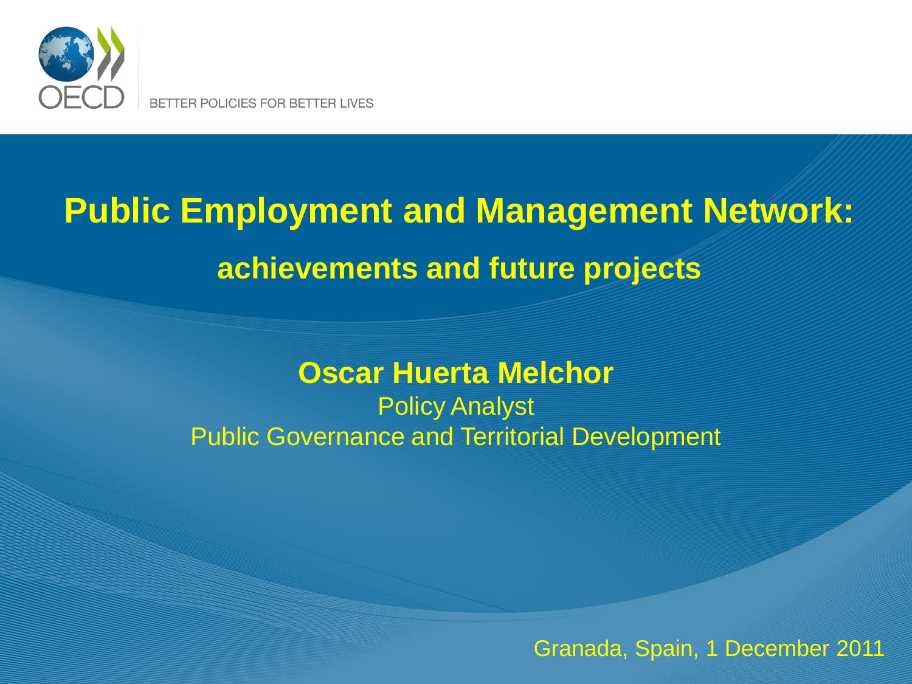OECD

BETTER POLICIES FOR BETTER LIVES

# Public Employment and Management Network:

## achievements and future projects

**Oscar Huerta Melchor**

Policy Analyst

Public Governance and Territorial Development

Granada, Spain, 1 December 2011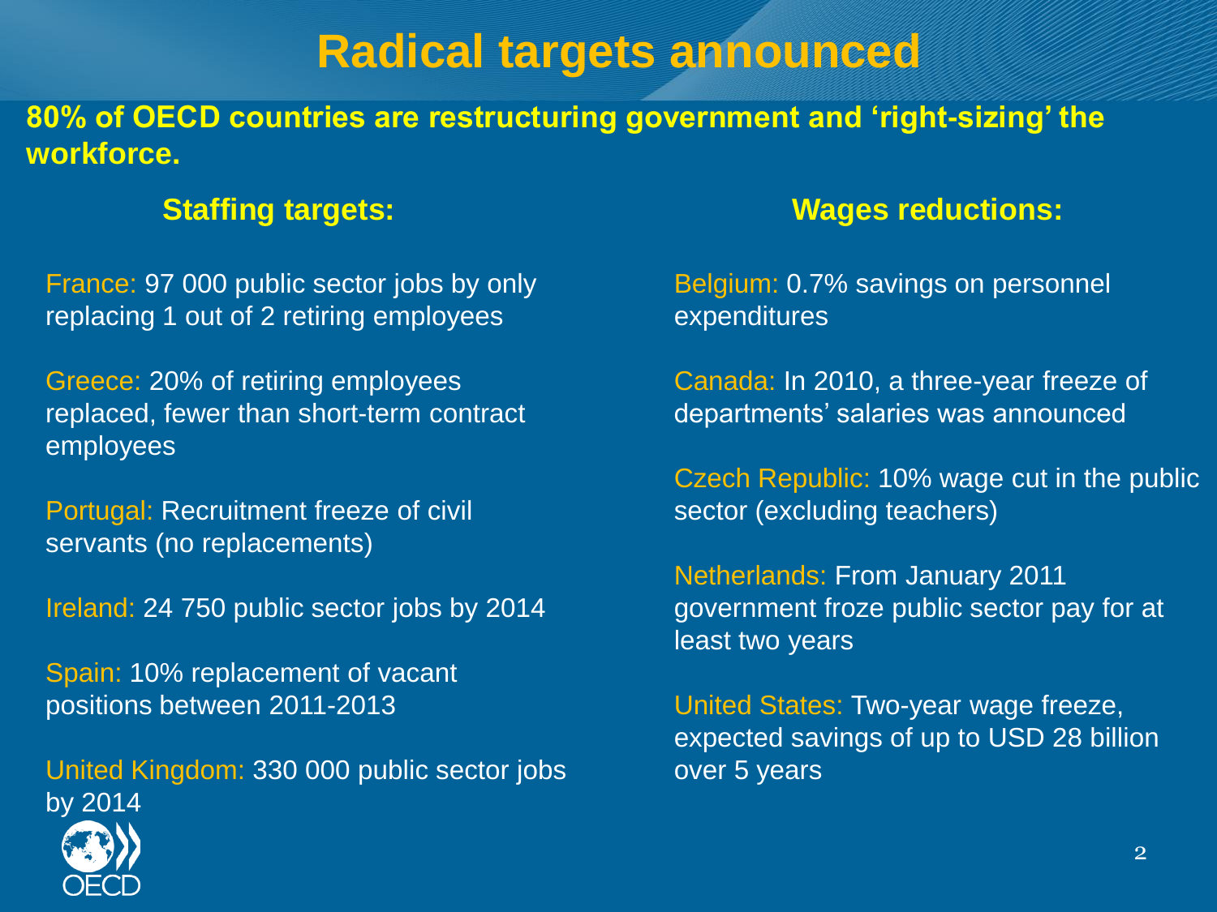# Radical targets announced

**80% of OECD countries are restructuring government and 'right-sizing' the workforce.**

## Staffing targets:

France: 97 000 public sector jobs by only replacing 1 out of 2 retiring employees

Greece: 20% of retiring employees replaced, fewer than short-term contract employees

Portugal: Recruitment freeze of civil servants (no replacements)

Ireland: 24 750 public sector jobs by 2014

Spain: 10% replacement of vacant positions between 2011-2013

United Kingdom: 330 000 public sector jobs by 2014

## Wages reductions:

Belgium: 0.7% savings on personnel expenditures

Canada: In 2010, a three-year freeze of departments' salaries was announced

Czech Republic: 10% wage cut in the public sector (excluding teachers)

Netherlands: From January 2011 government froze public sector pay for at least two years

United States: Two-year wage freeze, expected savings of up to USD 28 billion over 5 years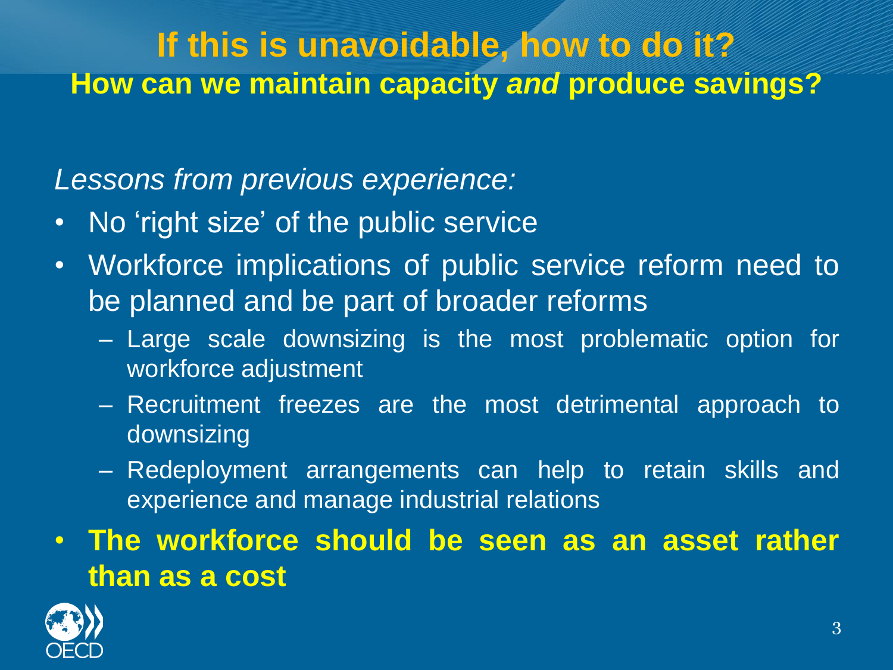# If this is unavoidable, how to do it?

## How can we maintain capacity *and* produce savings?

*Lessons from previous experience:*

- No 'right size' of the public service
- Workforce implications of public service reform need to be planned and be part of broader reforms
  - Large scale downsizing is the most problematic option for workforce adjustment
  - Recruitment freezes are the most detrimental approach to downsizing
  - Redeployment arrangements can help to retain skills and experience and manage industrial relations
- **The workforce should be seen as an asset rather than as a cost**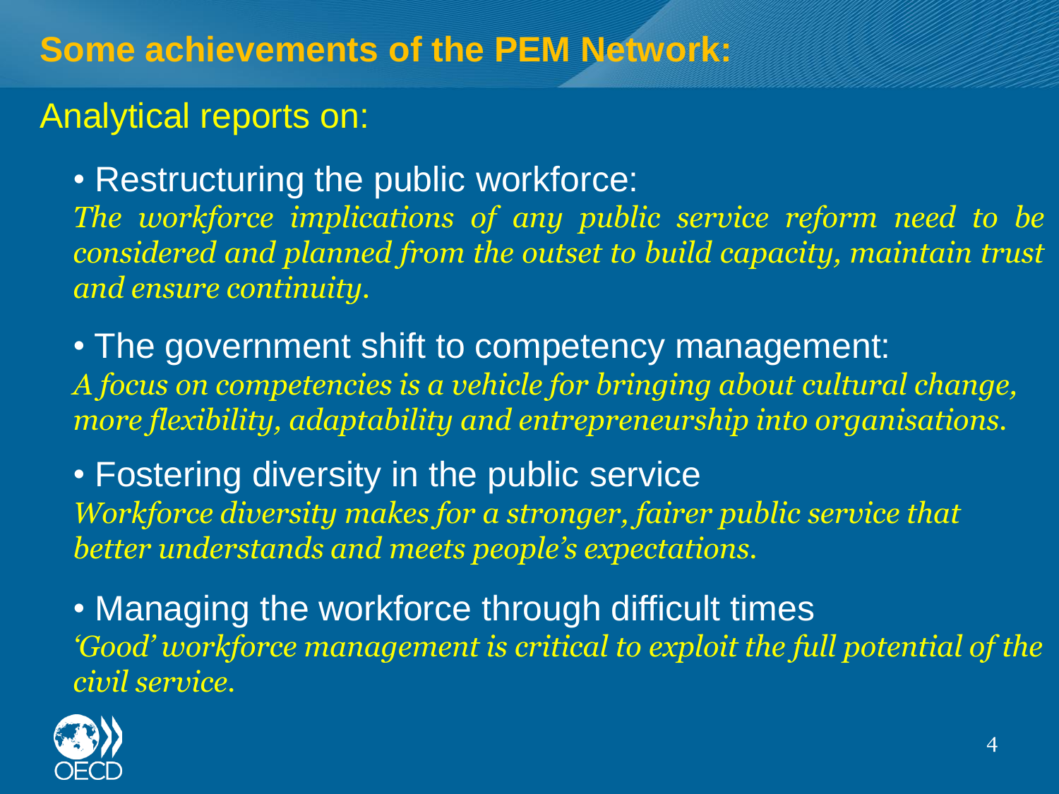# Some achievements of the PEM Network:

Analytical reports on:

- Restructuring the public workforce:

*The workforce implications of any public service reform need to be considered and planned from the outset to build capacity, maintain trust and ensure continuity.*

- The government shift to competency management:

*A focus on competencies is a vehicle for bringing about cultural change, more flexibility, adaptability and entrepreneurship into organisations.*

- Fostering diversity in the public service

*Workforce diversity makes for a stronger, fairer public service that better understands and meets people's expectations.*

- Managing the workforce through difficult times

*'Good' workforce management is critical to exploit the full potential of the civil service.*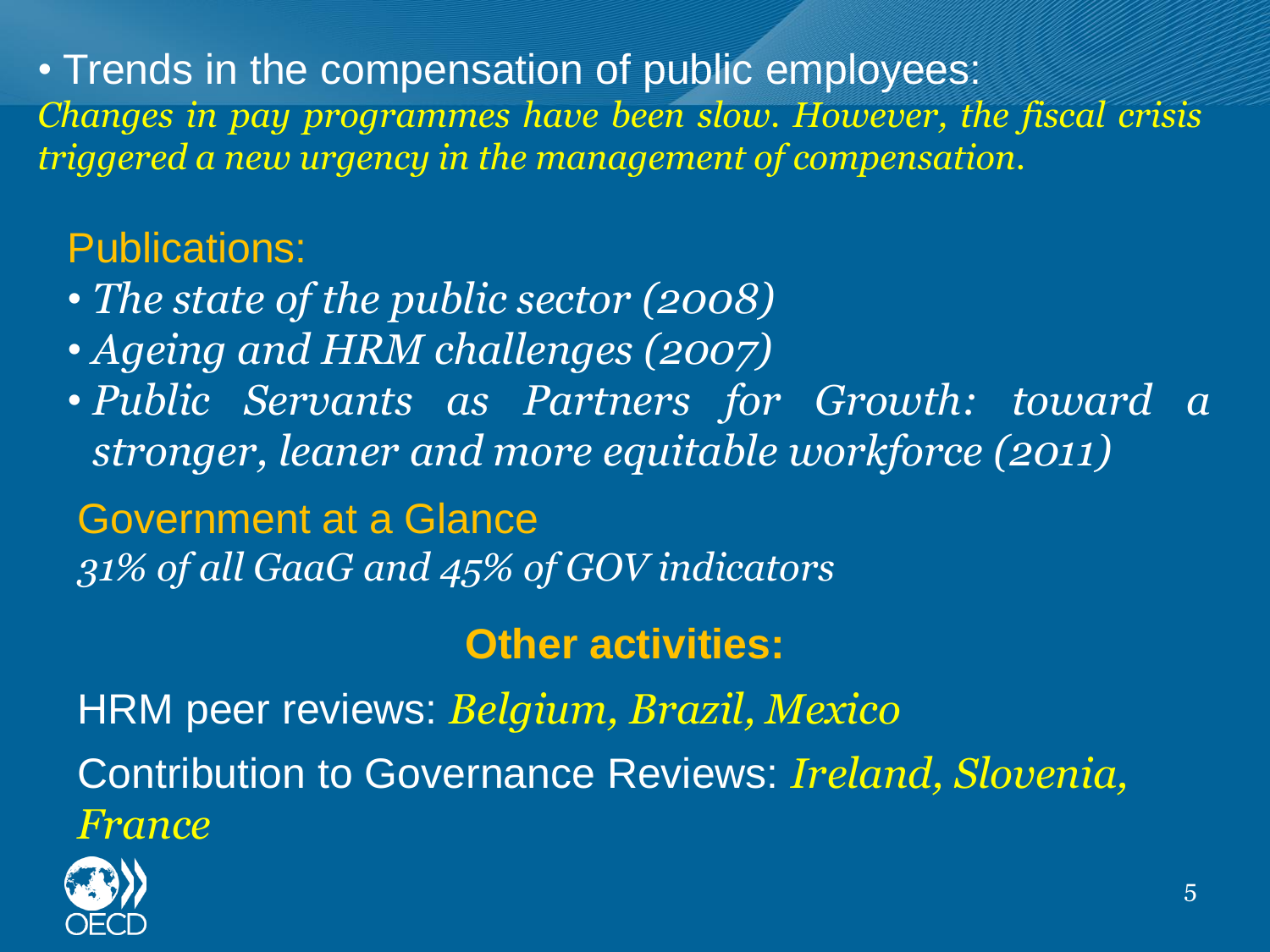- Trends in the compensation of public employees:

*Changes in pay programmes have been slow. However, the fiscal crisis triggered a new urgency in the management of compensation.*

Publications:

- *The state of the public sector (2008)*
- *Ageing and HRM challenges (2007)*
- *Public Servants as Partners for Growth: toward a stronger, leaner and more equitable workforce (2011)*

Government at a Glance

*31% of all GaaG and 45% of GOV indicators*

**Other activities:**

HRM peer reviews: *Belgium, Brazil, Mexico*

Contribution to Governance Reviews: *Ireland, Slovenia, France*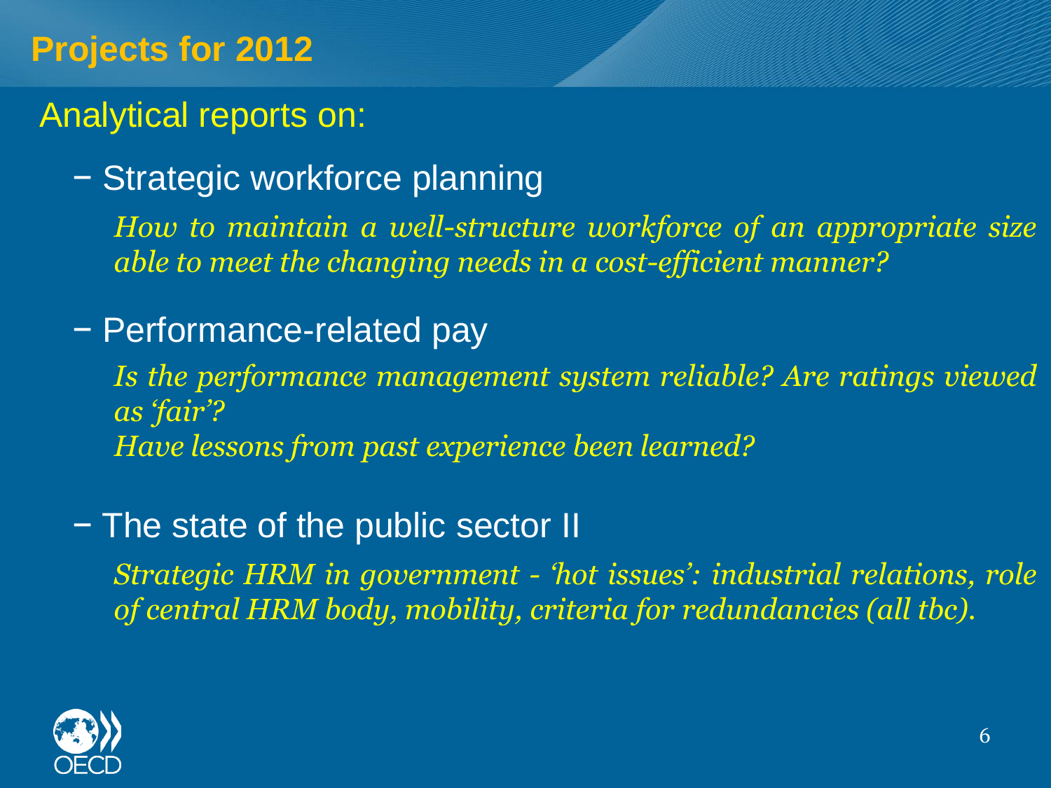# Projects for 2012

## Analytical reports on:

- Strategic workforce planning

  *How to maintain a well-structure workforce of an appropriate size able to meet the changing needs in a cost-efficient manner?*

- Performance-related pay

  *Is the performance management system reliable? Are ratings viewed as 'fair'?*
  *Have lessons from past experience been learned?*

- The state of the public sector II

  *Strategic HRM in government - 'hot issues': industrial relations, role of central HRM body, mobility, criteria for redundancies (all tbc).*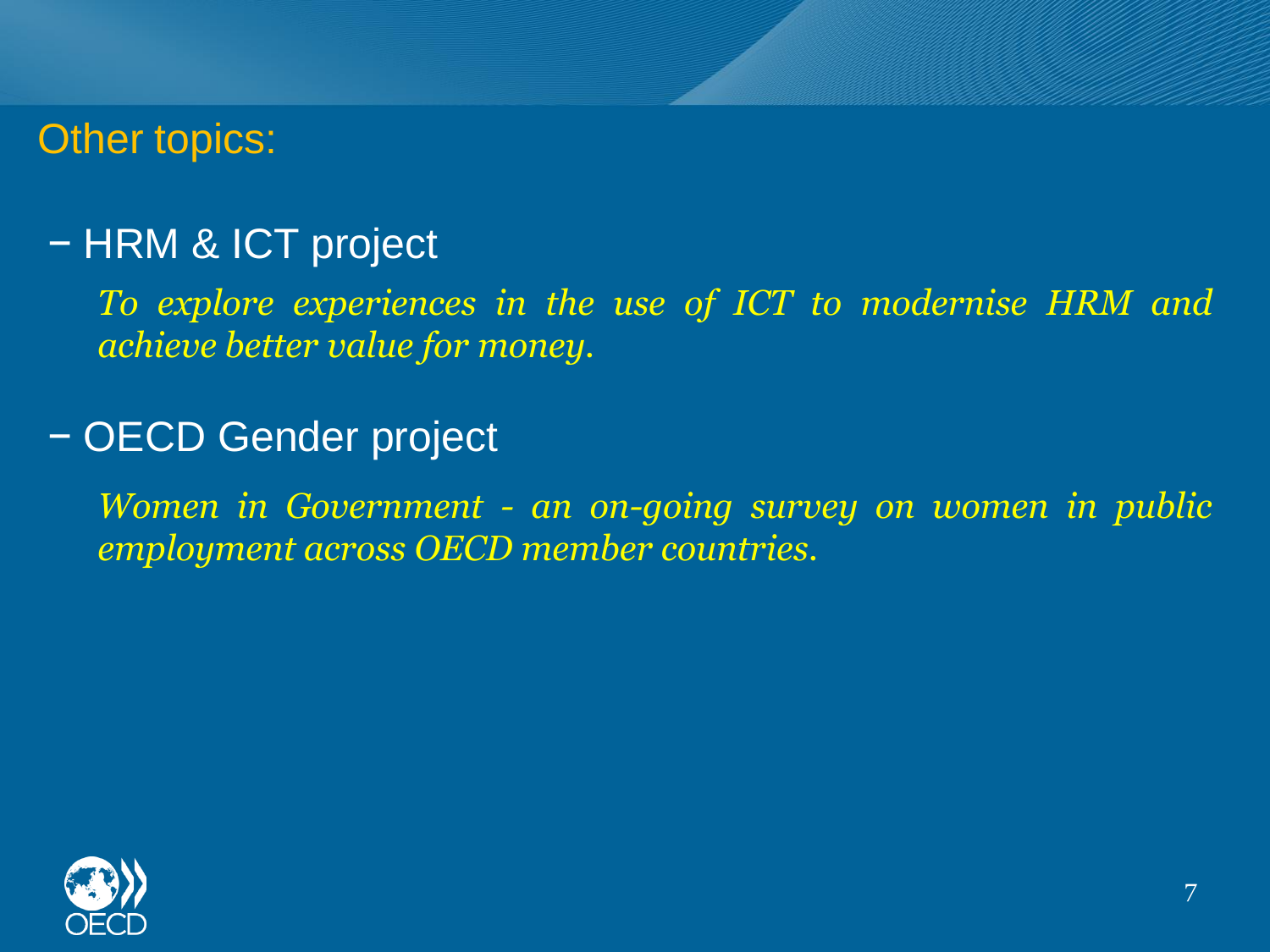## Other topics:

- HRM & ICT project

  *To explore experiences in the use of ICT to modernise HRM and achieve better value for money.*

- OECD Gender project

  *Women in Government - an on-going survey on women in public employment across OECD member countries.*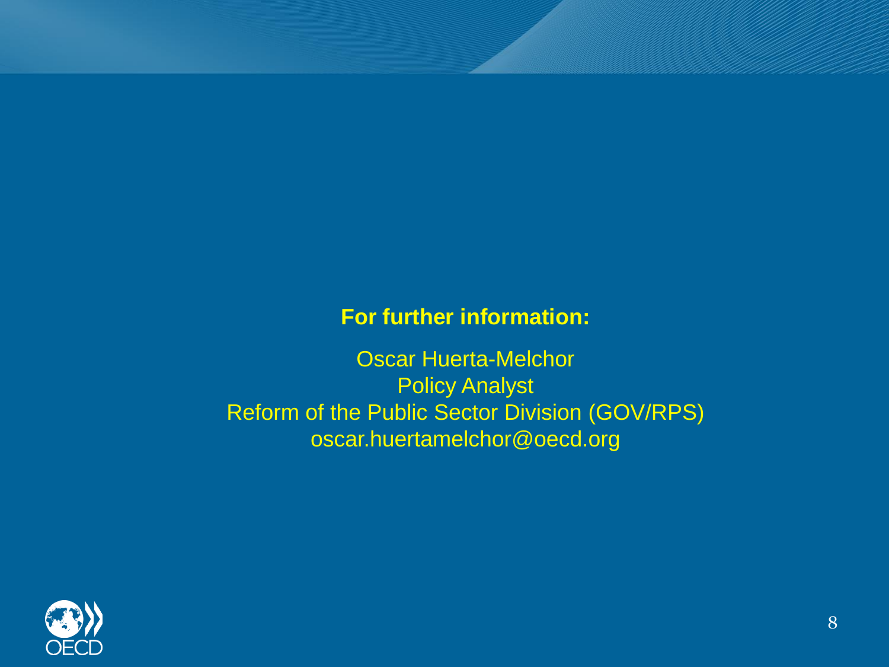**For further information:**

Oscar Huerta-Melchor
Policy Analyst
Reform of the Public Sector Division (GOV/RPS)
oscar.huertamelchor@oecd.org